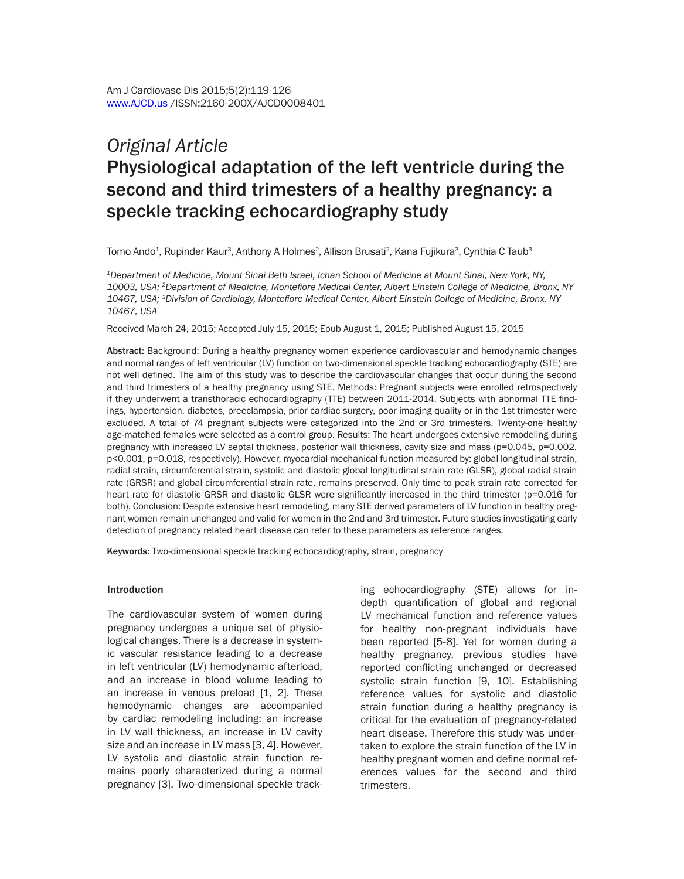*Original Article*

# Physiological adaptation of the left ventricle during the second and third trimesters of a healthy pregnancy: a speckle tracking echocardiography study

Tomo Ando[1], Rupinder Kaur[3], Anthony A Holmes[2], Allison Brusati[2], Kana Fujikura[3], Cynthia C Taub[3]

*[1]Department of Medicine, Mount Sinai Beth Israel, Ichan School of Medicine at Mount Sinai, New York, NY, 10003, USA; [2]Department of Medicine, Montefiore Medical Center, Albert Einstein College of Medicine, Bronx, NY 10467, USA; [3]Division of Cardiology, Montefiore Medical Center, Albert Einstein College of Medicine, Bronx, NY 10467, USA*

Received March 24, 2015; Accepted July 15, 2015; Epub August 1, 2015; Published August 15, 2015

**Abstract:** Background: During a healthy pregnancy women experience cardiovascular and hemodynamic changes and normal ranges of left ventricular (LV) function on two-dimensional speckle tracking echocardiography (STE) are not well defined. The aim of this study was to describe the cardiovascular changes that occur during the second and third trimesters of a healthy pregnancy using STE. Methods: Pregnant subjects were enrolled retrospectively if they underwent a transthoracic echocardiography (TTE) between 2011-2014. Subjects with abnormal TTE findings, hypertension, diabetes, preeclampsia, prior cardiac surgery, poor imaging quality or in the 1st trimester were excluded. A total of 74 pregnant subjects were categorized into the 2nd or 3rd trimesters. Twenty-one healthy age-matched females were selected as a control group. Results: The heart undergoes extensive remodeling during pregnancy with increased LV septal thickness, posterior wall thickness, cavity size and mass ($p=0.045$, $p=0.002$, $p<0.001$, $p=0.018$, respectively). However, myocardial mechanical function measured by: global longitudinal strain, radial strain, circumferential strain, systolic and diastolic global longitudinal strain rate (GLSR), global radial strain rate (GRSR) and global circumferential strain rate, remains preserved. Only time to peak strain rate corrected for heart rate for diastolic GRSR and diastolic GLSR were significantly increased in the third trimester ($p=0.016$ for both). Conclusion: Despite extensive heart remodeling, many STE derived parameters of LV function in healthy pregnant women remain unchanged and valid for women in the 2nd and 3rd trimester. Future studies investigating early detection of pregnancy related heart disease can refer to these parameters as reference ranges.

**Keywords:** Two-dimensional speckle tracking echocardiography, strain, pregnancy

## Introduction

The cardiovascular system of women during pregnancy undergoes a unique set of physiological changes. There is a decrease in systemic vascular resistance leading to a decrease in left ventricular (LV) hemodynamic afterload, and an increase in blood volume leading to an increase in venous preload [1, 2]. These hemodynamic changes are accompanied by cardiac remodeling including: an increase in LV wall thickness, an increase in LV cavity size and an increase in LV mass [3, 4]. However, LV systolic and diastolic strain function remains poorly characterized during a normal pregnancy [3]. Two-dimensional speckle tracking echocardiography (STE) allows for in-depth quantification of global and regional LV mechanical function and reference values for healthy non-pregnant individuals have been reported [5-8]. Yet for women during a healthy pregnancy, previous studies have reported conflicting unchanged or decreased systolic strain function [9, 10]. Establishing reference values for systolic and diastolic strain function during a healthy pregnancy is critical for the evaluation of pregnancy-related heart disease. Therefore this study was undertaken to explore the strain function of the LV in healthy pregnant women and define normal references values for the second and third trimesters.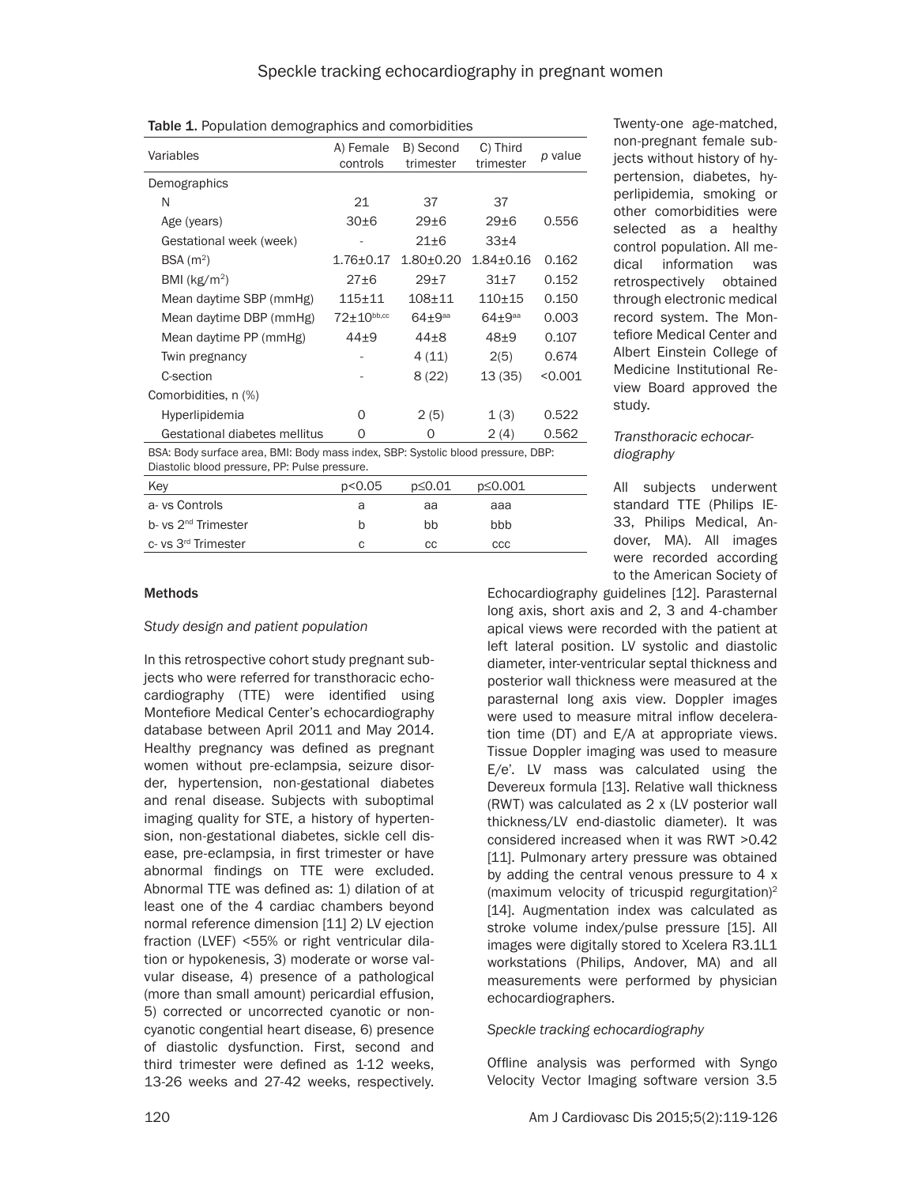**Table 1.** Population demographics and comorbidities

| Variables | A) Female controls | B) Second trimester | C) Third trimester | *p* value |
|---|---|---|---|---|
| Demographics | | | | |
| N | 21 | 37 | 37 | |
| Age (years) | 30±6 | 29±6 | 29±6 | 0.556 |
| Gestational week (week) | - | 21±6 | 33±4 | |
| BSA ($m^2$) | 1.76±0.17 | 1.80±0.20 | 1.84±0.16 | 0.162 |
| BMI ($kg/m^2$) | 27±6 | 29±7 | 31±7 | 0.152 |
| Mean daytime SBP (mmHg) | 115±11 | 108±11 | 110±15 | 0.150 |
| Mean daytime DBP (mmHg) | 72±10[bb,cc] | 64±9[aa] | 64±9[aa] | 0.003 |
| Mean daytime PP (mmHg) | 44±9 | 44±8 | 48±9 | 0.107 |
| Twin pregnancy | - | 4 (11) | 2(5) | 0.674 |
| C-section | - | 8 (22) | 13 (35) | <0.001 |
| Comorbidities, n (%) | | | | |
| Hyperlipidemia | 0 | 2 (5) | 1 (3) | 0.522 |
| Gestational diabetes mellitus | 0 | 0 | 2 (4) | 0.562 |

BSA: Body surface area, BMI: Body mass index, SBP: Systolic blood pressure, DBP: Diastolic blood pressure, PP: Pulse pressure.

| Key | p<0.05 | p≤0.01 | p≤0.001 |
|---|---|---|---|
| a- vs Controls | a | aa | aaa |
| b- vs 2[nd] Trimester | b | bb | bbb |
| c- vs 3[rd] Trimester | c | cc | ccc |

## Methods

### *Study design and patient population*

In this retrospective cohort study pregnant subjects who were referred for transthoracic echocardiography (TTE) were identified using Montefiore Medical Center's echocardiography database between April 2011 and May 2014. Healthy pregnancy was defined as pregnant women without pre-eclampsia, seizure disorder, hypertension, non-gestational diabetes and renal disease. Subjects with suboptimal imaging quality for STE, a history of hypertension, non-gestational diabetes, sickle cell disease, pre-eclampsia, in first trimester or have abnormal findings on TTE were excluded. Abnormal TTE was defined as: 1) dilation of at least one of the 4 cardiac chambers beyond normal reference dimension [11] 2) LV ejection fraction (LVEF) <55% or right ventricular dilation or hypokenesis, 3) moderate or worse valvular disease, 4) presence of a pathological (more than small amount) pericardial effusion, 5) corrected or uncorrected cyanotic or non-cyanotic congential heart disease, 6) presence of diastolic dysfunction. First, second and third trimester were defined as 1-12 weeks, 13-26 weeks and 27-42 weeks, respectively. Twenty-one age-matched, non-pregnant female subjects without history of hypertension, diabetes, hyperlipidemia, smoking or other comorbidities were selected as a healthy control population. All medical information was retrospectively obtained through electronic medical record system. The Montefiore Medical Center and Albert Einstein College of Medicine Institutional Review Board approved the study.

### *Transthoracic echocardiography*

All subjects underwent standard TTE (Philips IE-33, Philips Medical, Andover, MA). All images were recorded according to the American Society of Echocardiography guidelines [12]. Parasternal long axis, short axis and 2, 3 and 4-chamber apical views were recorded with the patient at left lateral position. LV systolic and diastolic diameter, inter-ventricular septal thickness and posterior wall thickness were measured at the parasternal long axis view. Doppler images were used to measure mitral inflow deceleration time (DT) and E/A at appropriate views. Tissue Doppler imaging was used to measure E/e'. LV mass was calculated using the Devereux formula [13]. Relative wall thickness (RWT) was calculated as 2 x (LV posterior wall thickness/LV end-diastolic diameter). It was considered increased when it was RWT >0.42 [11]. Pulmonary artery pressure was obtained by adding the central venous pressure to 4 x (maximum velocity of tricuspid regurgitation)$^2$ [14]. Augmentation index was calculated as stroke volume index/pulse pressure [15]. All images were digitally stored to Xcelera R3.1L1 workstations (Philips, Andover, MA) and all measurements were performed by physician echocardiographers.

### *Speckle tracking echocardiography*

Offline analysis was performed with Syngo Velocity Vector Imaging software version 3.5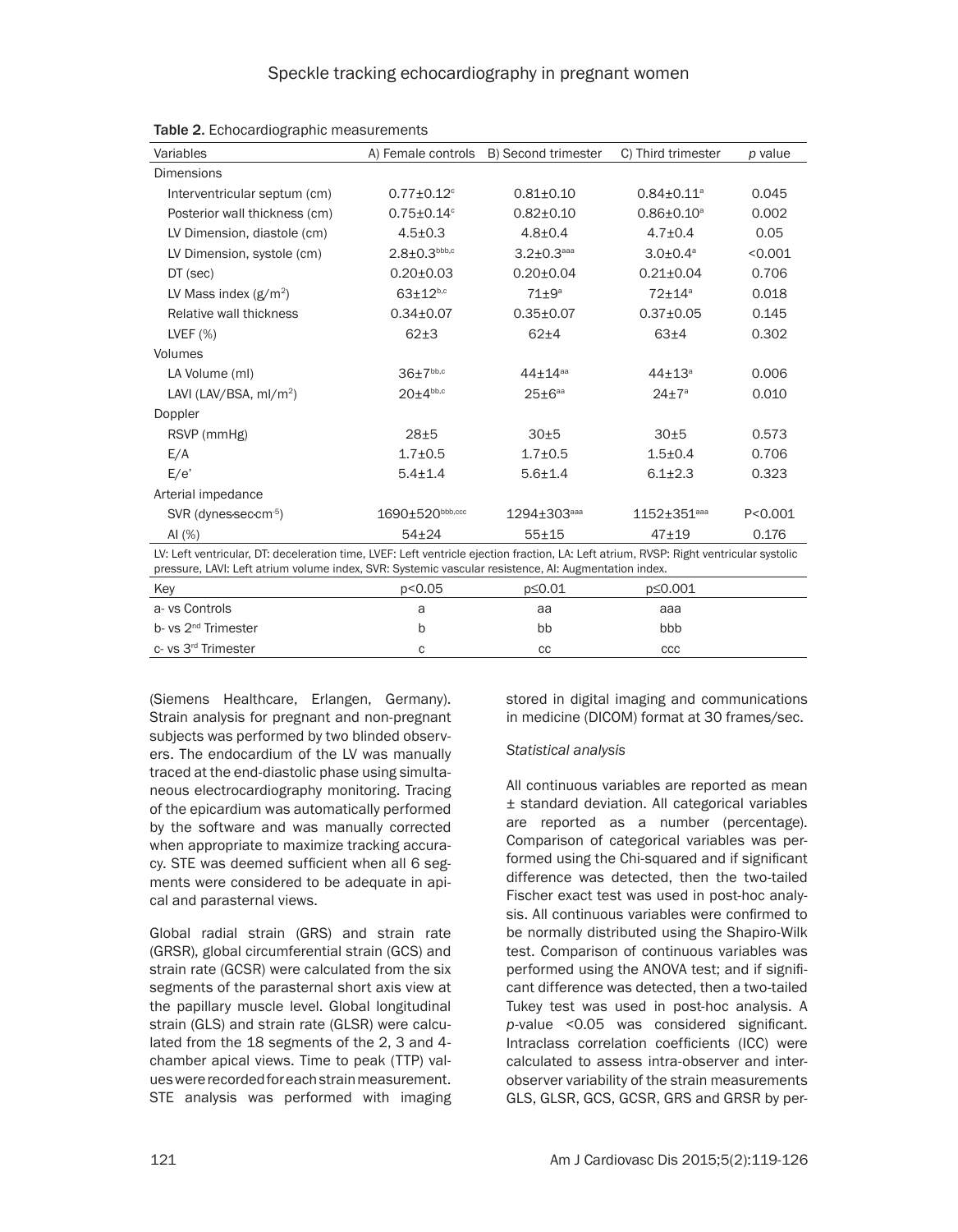**Table 2.** Echocardiographic measurements

| Variables | A) Female controls | B) Second trimester | C) Third trimester | *p* value |
|---|---|---|---|---|
| Dimensions | | | | |
| Interventricular septum (cm) | 0.77±0.12[c] | 0.81±0.10 | 0.84±0.11[a] | 0.045 |
| Posterior wall thickness (cm) | 0.75±0.14[c] | 0.82±0.10 | 0.86±0.10[a] | 0.002 |
| LV Dimension, diastole (cm) | 4.5±0.3 | 4.8±0.4 | 4.7±0.4 | 0.05 |
| LV Dimension, systole (cm) | 2.8±0.3[bbb,c] | 3.2±0.3[aaa] | 3.0±0.4[a] | <0.001 |
| DT (sec) | 0.20±0.03 | 0.20±0.04 | 0.21±0.04 | 0.706 |
| LV Mass index (g/m$^2$) | 63±12[b,c] | 71±9[a] | 72±14[a] | 0.018 |
| Relative wall thickness | 0.34±0.07 | 0.35±0.07 | 0.37±0.05 | 0.145 |
| LVEF (%) | 62±3 | 62±4 | 63±4 | 0.302 |
| Volumes | | | | |
| LA Volume (ml) | 36±7[bb,c] | 44±14[aa] | 44±13[a] | 0.006 |
| LAVI (LAV/BSA, ml/m$^2$) | 20±4[bb,c] | 25±6[aa] | 24±7[a] | 0.010 |
| Doppler | | | | |
| RSVP (mmHg) | 28±5 | 30±5 | 30±5 | 0.573 |
| E/A | 1.7±0.5 | 1.7±0.5 | 1.5±0.4 | 0.706 |
| E/e' | 5.4±1.4 | 5.6±1.4 | 6.1±2.3 | 0.323 |
| Arterial impedance | | | | |
| SVR (dynes·sec·cm$^{-5}$) | 1690±520[bbb,ccc] | 1294±303[aaa] | 1152±351[aaa] | P<0.001 |
| AI (%) | 54±24 | 55±15 | 47±19 | 0.176 |

LV: Left ventricular, DT: deceleration time, LVEF: Left ventricle ejection fraction, LA: Left atrium, RVSP: Right ventricular systolic pressure, LAVI: Left atrium volume index, SVR: Systemic vascular resistence, AI: Augmentation index.

| Key | p<0.05 | p≤0.01 | p≤0.001 |
|---|---|---|---|
| a- vs Controls | a | aa | aaa |
| b- vs 2[nd] Trimester | b | bb | bbb |
| c- vs 3[rd] Trimester | c | cc | ccc |

(Siemens Healthcare, Erlangen, Germany). Strain analysis for pregnant and non-pregnant subjects was performed by two blinded observers. The endocardium of the LV was manually traced at the end-diastolic phase using simultaneous electrocardiography monitoring. Tracing of the epicardium was automatically performed by the software and was manually corrected when appropriate to maximize tracking accuracy. STE was deemed sufficient when all 6 segments were considered to be adequate in apical and parasternal views.

Global radial strain (GRS) and strain rate (GRSR), global circumferential strain (GCS) and strain rate (GCSR) were calculated from the six segments of the parasternal short axis view at the papillary muscle level. Global longitudinal strain (GLS) and strain rate (GLSR) were calculated from the 18 segments of the 2, 3 and 4-chamber apical views. Time to peak (TTP) values were recorded for each strain measurement. STE analysis was performed with imaging stored in digital imaging and communications in medicine (DICOM) format at 30 frames/sec.

*Statistical analysis*

All continuous variables are reported as mean ± standard deviation. All categorical variables are reported as a number (percentage). Comparison of categorical variables was performed using the Chi-squared and if significant difference was detected, then the two-tailed Fischer exact test was used in post-hoc analysis. All continuous variables were confirmed to be normally distributed using the Shapiro-Wilk test. Comparison of continuous variables was performed using the ANOVA test; and if significant difference was detected, then a two-tailed Tukey test was used in post-hoc analysis. A *p*-value <0.05 was considered significant. Intraclass correlation coefficients (ICC) were calculated to assess intra-observer and inter-observer variability of the strain measurements GLS, GLSR, GCS, GCSR, GRS and GRSR by per-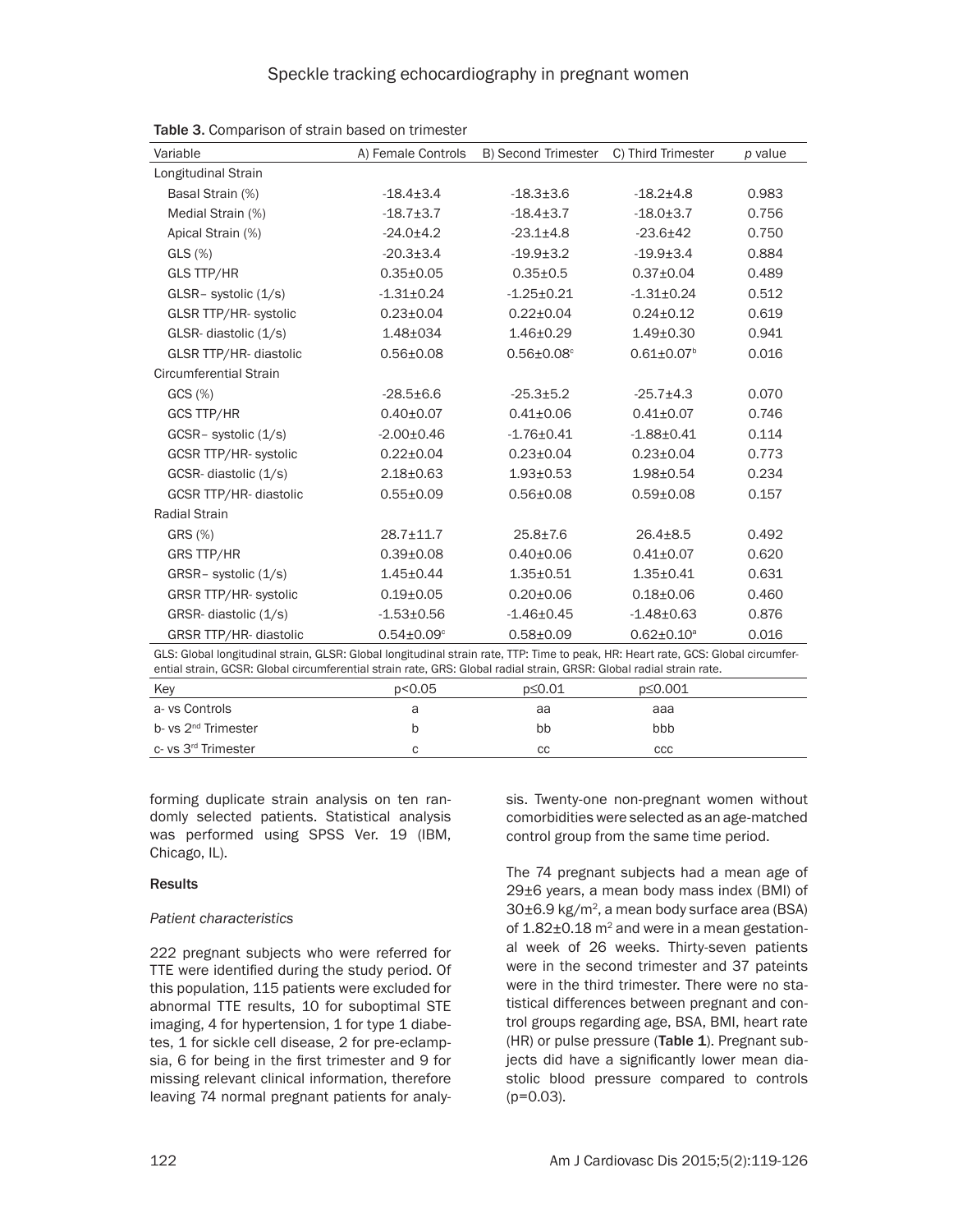**Table 3.** Comparison of strain based on trimester

| Variable | A) Female Controls | B) Second Trimester | C) Third Trimester | *p* value |
|---|---|---|---|---|
| Longitudinal Strain | | | | |
| Basal Strain (%) | -18.4±3.4 | -18.3±3.6 | -18.2±4.8 | 0.983 |
| Medial Strain (%) | -18.7±3.7 | -18.4±3.7 | -18.0±3.7 | 0.756 |
| Apical Strain (%) | -24.0±4.2 | -23.1±4.8 | -23.6±42 | 0.750 |
| GLS (%) | -20.3±3.4 | -19.9±3.2 | -19.9±3.4 | 0.884 |
| GLS TTP/HR | 0.35±0.05 | 0.35±0.5 | 0.37±0.04 | 0.489 |
| GLSR– systolic (1/s) | -1.31±0.24 | -1.25±0.21 | -1.31±0.24 | 0.512 |
| GLSR TTP/HR- systolic | 0.23±0.04 | 0.22±0.04 | 0.24±0.12 | 0.619 |
| GLSR- diastolic (1/s) | 1.48±034 | 1.46±0.29 | 1.49±0.30 | 0.941 |
| GLSR TTP/HR- diastolic | 0.56±0.08 | 0.56±0.08[c] | 0.61±0.07[b] | 0.016 |
| Circumferential Strain | | | | |
| GCS (%) | -28.5±6.6 | -25.3±5.2 | -25.7±4.3 | 0.070 |
| GCS TTP/HR | 0.40±0.07 | 0.41±0.06 | 0.41±0.07 | 0.746 |
| GCSR– systolic (1/s) | -2.00±0.46 | -1.76±0.41 | -1.88±0.41 | 0.114 |
| GCSR TTP/HR- systolic | 0.22±0.04 | 0.23±0.04 | 0.23±0.04 | 0.773 |
| GCSR- diastolic (1/s) | 2.18±0.63 | 1.93±0.53 | 1.98±0.54 | 0.234 |
| GCSR TTP/HR- diastolic | 0.55±0.09 | 0.56±0.08 | 0.59±0.08 | 0.157 |
| Radial Strain | | | | |
| GRS (%) | 28.7±11.7 | 25.8±7.6 | 26.4±8.5 | 0.492 |
| GRS TTP/HR | 0.39±0.08 | 0.40±0.06 | 0.41±0.07 | 0.620 |
| GRSR– systolic (1/s) | 1.45±0.44 | 1.35±0.51 | 1.35±0.41 | 0.631 |
| GRSR TTP/HR- systolic | 0.19±0.05 | 0.20±0.06 | 0.18±0.06 | 0.460 |
| GRSR- diastolic (1/s) | -1.53±0.56 | -1.46±0.45 | -1.48±0.63 | 0.876 |
| GRSR TTP/HR- diastolic | 0.54±0.09[c] | 0.58±0.09 | 0.62±0.10[a] | 0.016 |

GLS: Global longitudinal strain, GLSR: Global longitudinal strain rate, TTP: Time to peak, HR: Heart rate, GCS: Global circumferential strain, GCSR: Global circumferential strain rate, GRS: Global radial strain, GRSR: Global radial strain rate.

| Key | p<0.05 | p≤0.01 | p≤0.001 |
|---|---|---|---|
| a- vs Controls | a | aa | aaa |
| b- vs 2nd Trimester | b | bb | bbb |
| c- vs 3rd Trimester | c | cc | ccc |

forming duplicate strain analysis on ten randomly selected patients. Statistical analysis was performed using SPSS Ver. 19 (IBM, Chicago, IL).

## Results

### *Patient characteristics*

222 pregnant subjects who were referred for TTE were identified during the study period. Of this population, 115 patients were excluded for abnormal TTE results, 10 for suboptimal STE imaging, 4 for hypertension, 1 for type 1 diabetes, 1 for sickle cell disease, 2 for pre-eclampsia, 6 for being in the first trimester and 9 for missing relevant clinical information, therefore leaving 74 normal pregnant patients for analysis. Twenty-one non-pregnant women without comorbidities were selected as an age-matched control group from the same time period.

The 74 pregnant subjects had a mean age of 29±6 years, a mean body mass index (BMI) of 30±6.9 kg/m$^2$, a mean body surface area (BSA) of 1.82±0.18 m$^2$ and were in a mean gestational week of 26 weeks. Thirty-seven patients were in the second trimester and 37 pateints were in the third trimester. There were no statistical differences between pregnant and control groups regarding age, BSA, BMI, heart rate (HR) or pulse pressure (**Table 1**). Pregnant subjects did have a significantly lower mean diastolic blood pressure compared to controls (p=0.03).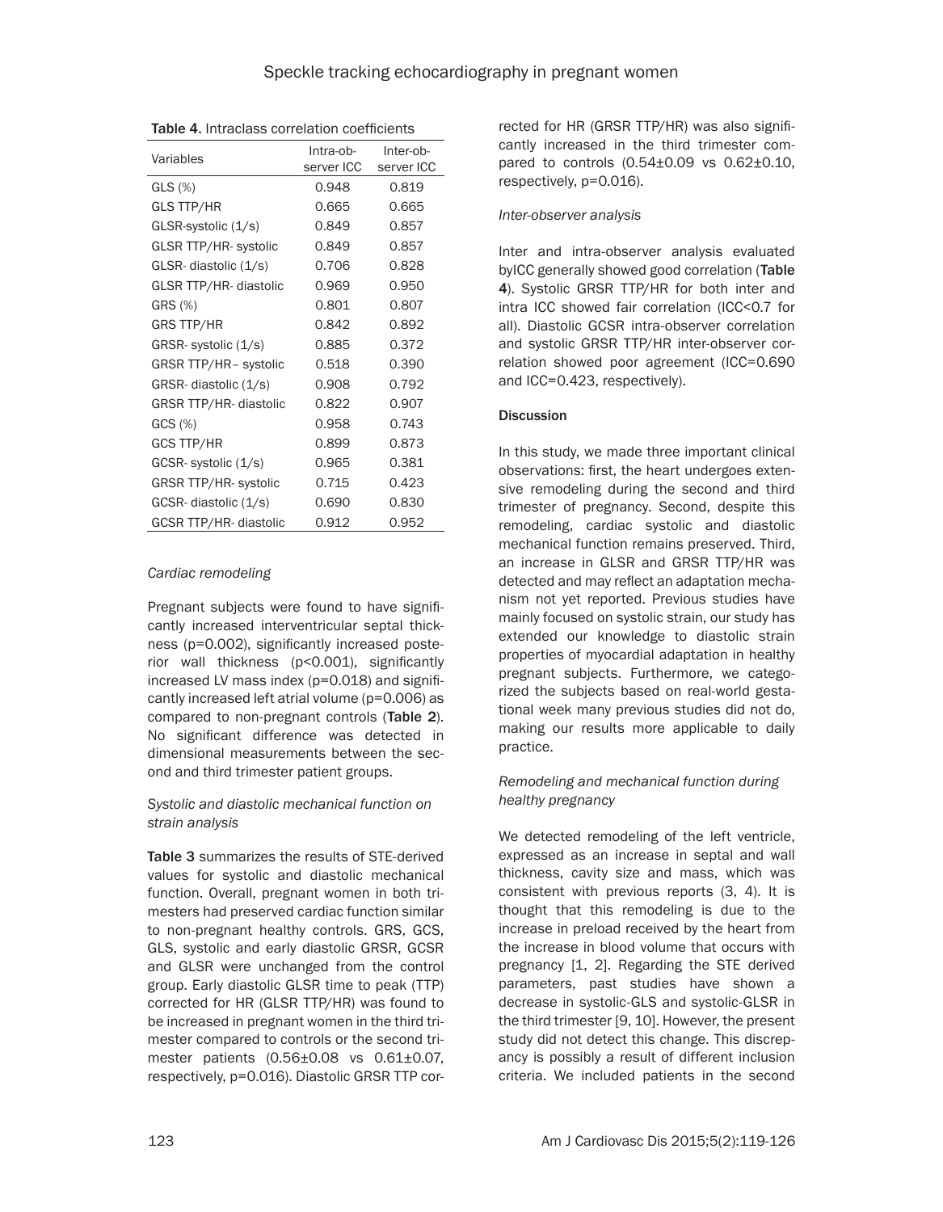**Table 4.** Intraclass correlation coefficients

| Variables | Intra-observer ICC | Inter-observer ICC |
|---|---|---|
| GLS (%) | 0.948 | 0.819 |
| GLS TTP/HR | 0.665 | 0.665 |
| GLSR-systolic (1/s) | 0.849 | 0.857 |
| GLSR TTP/HR- systolic | 0.849 | 0.857 |
| GLSR- diastolic (1/s) | 0.706 | 0.828 |
| GLSR TTP/HR- diastolic | 0.969 | 0.950 |
| GRS (%) | 0.801 | 0.807 |
| GRS TTP/HR | 0.842 | 0.892 |
| GRSR- systolic (1/s) | 0.885 | 0.372 |
| GRSR TTP/HR – systolic | 0.518 | 0.390 |
| GRSR- diastolic (1/s) | 0.908 | 0.792 |
| GRSR TTP/HR- diastolic | 0.822 | 0.907 |
| GCS (%) | 0.958 | 0.743 |
| GCS TTP/HR | 0.899 | 0.873 |
| GCSR- systolic (1/s) | 0.965 | 0.381 |
| GRSR TTP/HR- systolic | 0.715 | 0.423 |
| GCSR- diastolic (1/s) | 0.690 | 0.830 |
| GCSR TTP/HR- diastolic | 0.912 | 0.952 |

*Cardiac remodeling*

Pregnant subjects were found to have significantly increased interventricular septal thickness ($p=0.002$), significantly increased posterior wall thickness ($p<0.001$), significantly increased LV mass index ($p=0.018$) and significantly increased left atrial volume ($p=0.006$) as compared to non-pregnant controls (**Table 2**). No significant difference was detected in dimensional measurements between the second and third trimester patient groups.

*Systolic and diastolic mechanical function on strain analysis*

**Table 3** summarizes the results of STE-derived values for systolic and diastolic mechanical function. Overall, pregnant women in both trimesters had preserved cardiac function similar to non-pregnant healthy controls. GRS, GCS, GLS, systolic and early diastolic GRSR, GCSR and GLSR were unchanged from the control group. Early diastolic GLSR time to peak (TTP) corrected for HR (GLSR TTP/HR) was found to be increased in pregnant women in the third trimester compared to controls or the second trimester patients (0.56±0.08 vs 0.61±0.07, respectively, $p=0.016$). Diastolic GRSR TTP corrected for HR (GRSR TTP/HR) was also significantly increased in the third trimester compared to controls (0.54±0.09 vs 0.62±0.10, respectively, $p=0.016$).

*Inter-observer analysis*

Inter and intra-observer analysis evaluated byICC generally showed good correlation (**Table 4**). Systolic GRSR TTP/HR for both inter and intra ICC showed fair correlation (ICC<0.7 for all). Diastolic GCSR intra-observer correlation and systolic GRSR TTP/HR inter-observer correlation showed poor agreement (ICC=0.690 and ICC=0.423, respectively).

## Discussion

In this study, we made three important clinical observations: first, the heart undergoes extensive remodeling during the second and third trimester of pregnancy. Second, despite this remodeling, cardiac systolic and diastolic mechanical function remains preserved. Third, an increase in GLSR and GRSR TTP/HR was detected and may reflect an adaptation mechanism not yet reported. Previous studies have mainly focused on systolic strain, our study has extended our knowledge to diastolic strain properties of myocardial adaptation in healthy pregnant subjects. Furthermore, we categorized the subjects based on real-world gestational week many previous studies did not do, making our results more applicable to daily practice.

*Remodeling and mechanical function during healthy pregnancy*

We detected remodeling of the left ventricle, expressed as an increase in septal and wall thickness, cavity size and mass, which was consistent with previous reports (3, 4). It is thought that this remodeling is due to the increase in preload received by the heart from the increase in blood volume that occurs with pregnancy [1, 2]. Regarding the STE derived parameters, past studies have shown a decrease in systolic-GLS and systolic-GLSR in the third trimester [9, 10]. However, the present study did not detect this change. This discrepancy is possibly a result of different inclusion criteria. We included patients in the second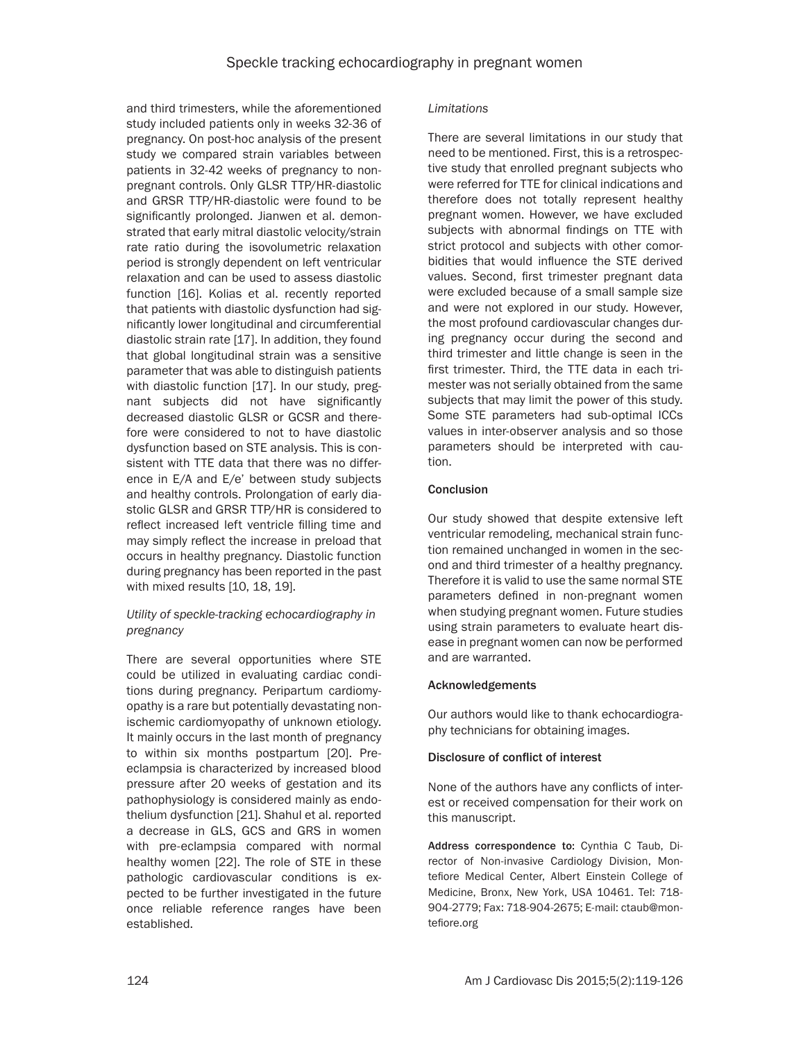and third trimesters, while the aforementioned study included patients only in weeks 32-36 of pregnancy. On post-hoc analysis of the present study we compared strain variables between patients in 32-42 weeks of pregnancy to non-pregnant controls. Only GLSR TTP/HR-diastolic and GRSR TTP/HR-diastolic were found to be significantly prolonged. Jianwen et al. demonstrated that early mitral diastolic velocity/strain rate ratio during the isovolumetric relaxation period is strongly dependent on left ventricular relaxation and can be used to assess diastolic function [16]. Kolias et al. recently reported that patients with diastolic dysfunction had significantly lower longitudinal and circumferential diastolic strain rate [17]. In addition, they found that global longitudinal strain was a sensitive parameter that was able to distinguish patients with diastolic function [17]. In our study, pregnant subjects did not have significantly decreased diastolic GLSR or GCSR and therefore were considered to not to have diastolic dysfunction based on STE analysis. This is consistent with TTE data that there was no difference in E/A and E/e' between study subjects and healthy controls. Prolongation of early diastolic GLSR and GRSR TTP/HR is considered to reflect increased left ventricle filling time and may simply reflect the increase in preload that occurs in healthy pregnancy. Diastolic function during pregnancy has been reported in the past with mixed results [10, 18, 19].

### *Utility of speckle-tracking echocardiography in pregnancy*

There are several opportunities where STE could be utilized in evaluating cardiac conditions during pregnancy. Peripartum cardiomyopathy is a rare but potentially devastating nonischemic cardiomyopathy of unknown etiology. It mainly occurs in the last month of pregnancy to within six months postpartum [20]. Preeclampsia is characterized by increased blood pressure after 20 weeks of gestation and its pathophysiology is considered mainly as endothelium dysfunction [21]. Shahul et al. reported a decrease in GLS, GCS and GRS in women with pre-eclampsia compared with normal healthy women [22]. The role of STE in these pathologic cardiovascular conditions is expected to be further investigated in the future once reliable reference ranges have been established.

### *Limitations*

There are several limitations in our study that need to be mentioned. First, this is a retrospective study that enrolled pregnant subjects who were referred for TTE for clinical indications and therefore does not totally represent healthy pregnant women. However, we have excluded subjects with abnormal findings on TTE with strict protocol and subjects with other comorbidities that would influence the STE derived values. Second, first trimester pregnant data were excluded because of a small sample size and were not explored in our study. However, the most profound cardiovascular changes during pregnancy occur during the second and third trimester and little change is seen in the first trimester. Third, the TTE data in each trimester was not serially obtained from the same subjects that may limit the power of this study. Some STE parameters had sub-optimal ICCs values in inter-observer analysis and so those parameters should be interpreted with caution.

## Conclusion

Our study showed that despite extensive left ventricular remodeling, mechanical strain function remained unchanged in women in the second and third trimester of a healthy pregnancy. Therefore it is valid to use the same normal STE parameters defined in non-pregnant women when studying pregnant women. Future studies using strain parameters to evaluate heart disease in pregnant women can now be performed and are warranted.

## Acknowledgements

Our authors would like to thank echocardiography technicians for obtaining images.

## Disclosure of conflict of interest

None of the authors have any conflicts of interest or received compensation for their work on this manuscript.

**Address correspondence to:** Cynthia C Taub, Director of Non-invasive Cardiology Division, Montefiore Medical Center, Albert Einstein College of Medicine, Bronx, New York, USA 10461. Tel: 718-904-2779; Fax: 718-904-2675; E-mail: ctaub@montefiore.org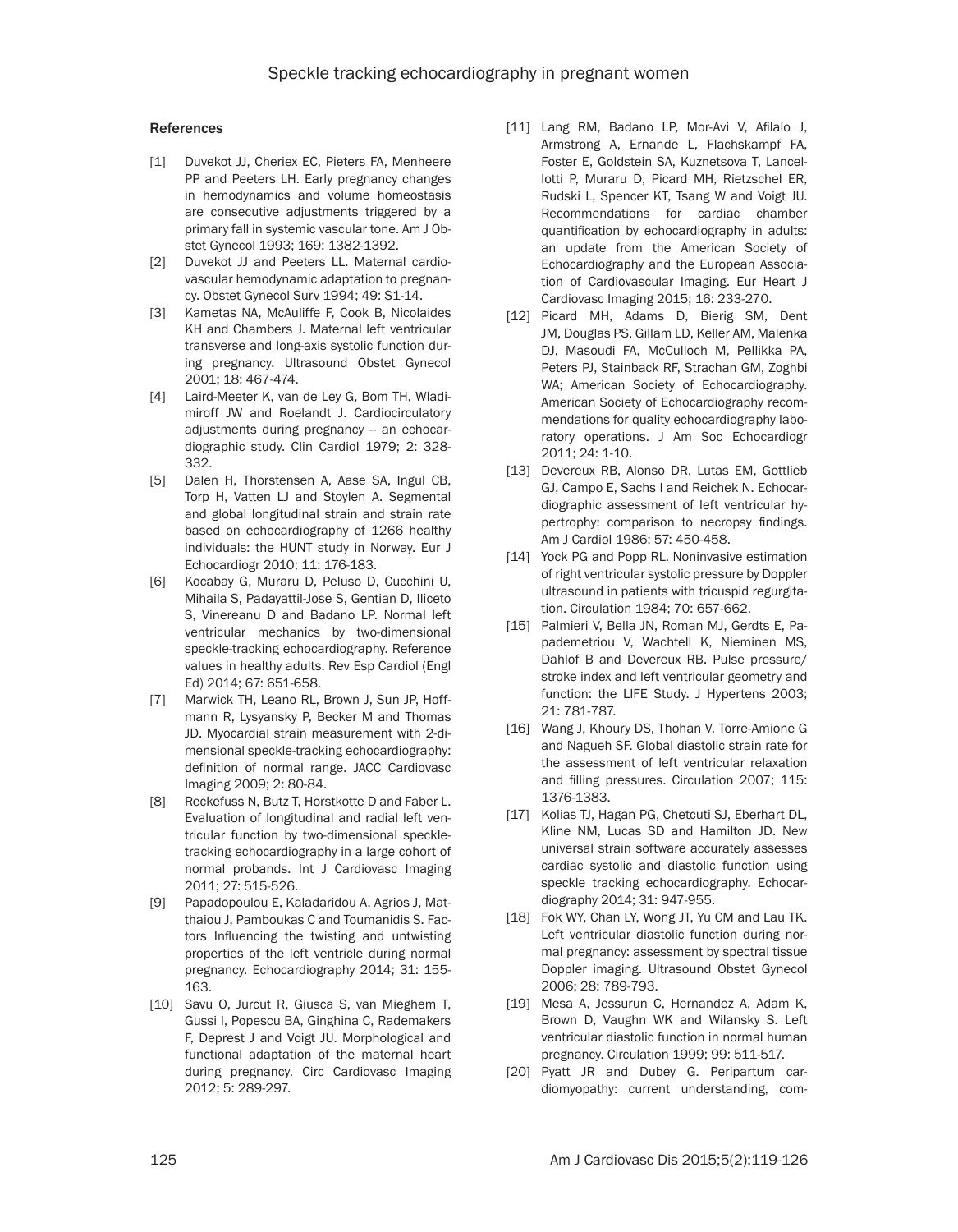## References

[1] Duvekot JJ, Cheriex EC, Pieters FA, Menheere PP and Peeters LH. Early pregnancy changes in hemodynamics and volume homeostasis are consecutive adjustments triggered by a primary fall in systemic vascular tone. Am J Obstet Gynecol 1993; 169: 1382-1392.

[2] Duvekot JJ and Peeters LL. Maternal cardiovascular hemodynamic adaptation to pregnancy. Obstet Gynecol Surv 1994; 49: S1-14.

[3] Kametas NA, McAuliffe F, Cook B, Nicolaides KH and Chambers J. Maternal left ventricular transverse and long-axis systolic function during pregnancy. Ultrasound Obstet Gynecol 2001; 18: 467-474.

[4] Laird-Meeter K, van de Ley G, Bom TH, Wladimiroff JW and Roelandt J. Cardiocirculatory adjustments during pregnancy -- an echocardiographic study. Clin Cardiol 1979; 2: 328-332.

[5] Dalen H, Thorstensen A, Aase SA, Ingul CB, Torp H, Vatten LJ and Stoylen A. Segmental and global longitudinal strain and strain rate based on echocardiography of 1266 healthy individuals: the HUNT study in Norway. Eur J Echocardiogr 2010; 11: 176-183.

[6] Kocabay G, Muraru D, Peluso D, Cucchini U, Mihaila S, Padayattil-Jose S, Gentian D, Iliceto S, Vinereanu D and Badano LP. Normal left ventricular mechanics by two-dimensional speckle-tracking echocardiography. Reference values in healthy adults. Rev Esp Cardiol (Engl Ed) 2014; 67: 651-658.

[7] Marwick TH, Leano RL, Brown J, Sun JP, Hoffmann R, Lysyansky P, Becker M and Thomas JD. Myocardial strain measurement with 2-dimensional speckle-tracking echocardiography: definition of normal range. JACC Cardiovasc Imaging 2009; 2: 80-84.

[8] Reckefuss N, Butz T, Horstkotte D and Faber L. Evaluation of longitudinal and radial left ventricular function by two-dimensional speckle-tracking echocardiography in a large cohort of normal probands. Int J Cardiovasc Imaging 2011; 27: 515-526.

[9] Papadopoulou E, Kaladaridou A, Agrios J, Matthaiou J, Pamboukas C and Toumanidis S. Factors Influencing the twisting and untwisting properties of the left ventricle during normal pregnancy. Echocardiography 2014; 31: 155-163.

[10] Savu O, Jurcut R, Giusca S, van Mieghem T, Gussi I, Popescu BA, Ginghina C, Rademakers F, Deprest J and Voigt JU. Morphological and functional adaptation of the maternal heart during pregnancy. Circ Cardiovasc Imaging 2012; 5: 289-297.

[11] Lang RM, Badano LP, Mor-Avi V, Afilalo J, Armstrong A, Ernande L, Flachskampf FA, Foster E, Goldstein SA, Kuznetsova T, Lancellotti P, Muraru D, Picard MH, Rietzschel ER, Rudski L, Spencer KT, Tsang W and Voigt JU. Recommendations for cardiac chamber quantification by echocardiography in adults: an update from the American Society of Echocardiography and the European Association of Cardiovascular Imaging. Eur Heart J Cardiovasc Imaging 2015; 16: 233-270.

[12] Picard MH, Adams D, Bierig SM, Dent JM, Douglas PS, Gillam LD, Keller AM, Malenka DJ, Masoudi FA, McCulloch M, Pellikka PA, Peters PJ, Stainback RF, Strachan GM, Zoghbi WA; American Society of Echocardiography. American Society of Echocardiography recommendations for quality echocardiography laboratory operations. J Am Soc Echocardiogr 2011; 24: 1-10.

[13] Devereux RB, Alonso DR, Lutas EM, Gottlieb GJ, Campo E, Sachs I and Reichek N. Echocardiographic assessment of left ventricular hypertrophy: comparison to necropsy findings. Am J Cardiol 1986; 57: 450-458.

[14] Yock PG and Popp RL. Noninvasive estimation of right ventricular systolic pressure by Doppler ultrasound in patients with tricuspid regurgitation. Circulation 1984; 70: 657-662.

[15] Palmieri V, Bella JN, Roman MJ, Gerdts E, Papademetriou V, Wachtell K, Nieminen MS, Dahlof B and Devereux RB. Pulse pressure/stroke index and left ventricular geometry and function: the LIFE Study. J Hypertens 2003; 21: 781-787.

[16] Wang J, Khoury DS, Thohan V, Torre-Amione G and Nagueh SF. Global diastolic strain rate for the assessment of left ventricular relaxation and filling pressures. Circulation 2007; 115: 1376-1383.

[17] Kolias TJ, Hagan PG, Chetcuti SJ, Eberhart DL, Kline NM, Lucas SD and Hamilton JD. New universal strain software accurately assesses cardiac systolic and diastolic function using speckle tracking echocardiography. Echocardiography 2014; 31: 947-955.

[18] Fok WY, Chan LY, Wong JT, Yu CM and Lau TK. Left ventricular diastolic function during normal pregnancy: assessment by spectral tissue Doppler imaging. Ultrasound Obstet Gynecol 2006; 28: 789-793.

[19] Mesa A, Jessurun C, Hernandez A, Adam K, Brown D, Vaughn WK and Wilansky S. Left ventricular diastolic function in normal human pregnancy. Circulation 1999; 99: 511-517.

[20] Pyatt JR and Dubey G. Peripartum cardiomyopathy: current understanding, com-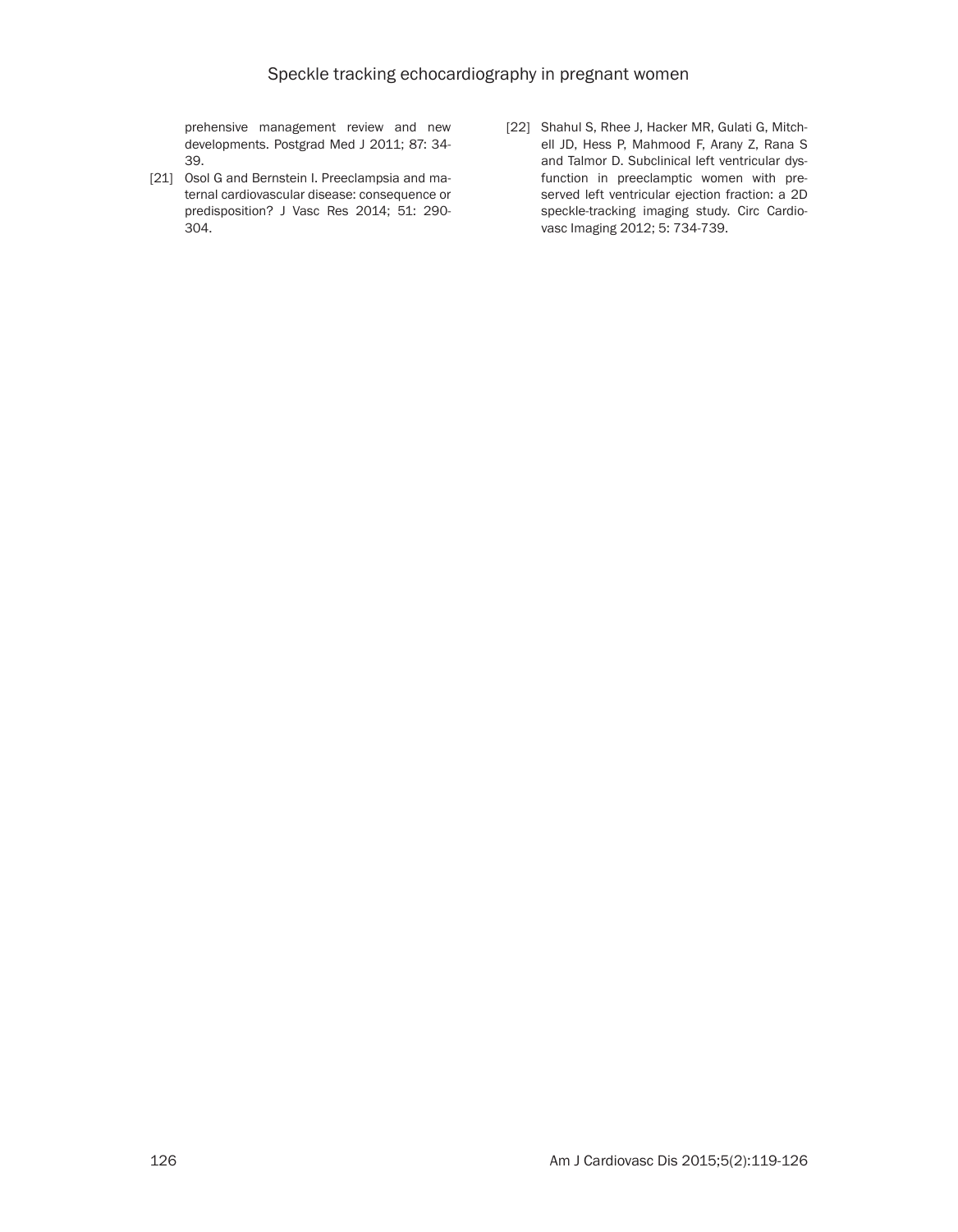prehensive management review and new developments. Postgrad Med J 2011; 87: 34-39.

[21] Osol G and Bernstein I. Preeclampsia and maternal cardiovascular disease: consequence or predisposition? J Vasc Res 2014; 51: 290-304.

[22] Shahul S, Rhee J, Hacker MR, Gulati G, Mitchell JD, Hess P, Mahmood F, Arany Z, Rana S and Talmor D. Subclinical left ventricular dysfunction in preeclamptic women with preserved left ventricular ejection fraction: a 2D speckle-tracking imaging study. Circ Cardiovasc Imaging 2012; 5: 734-739.